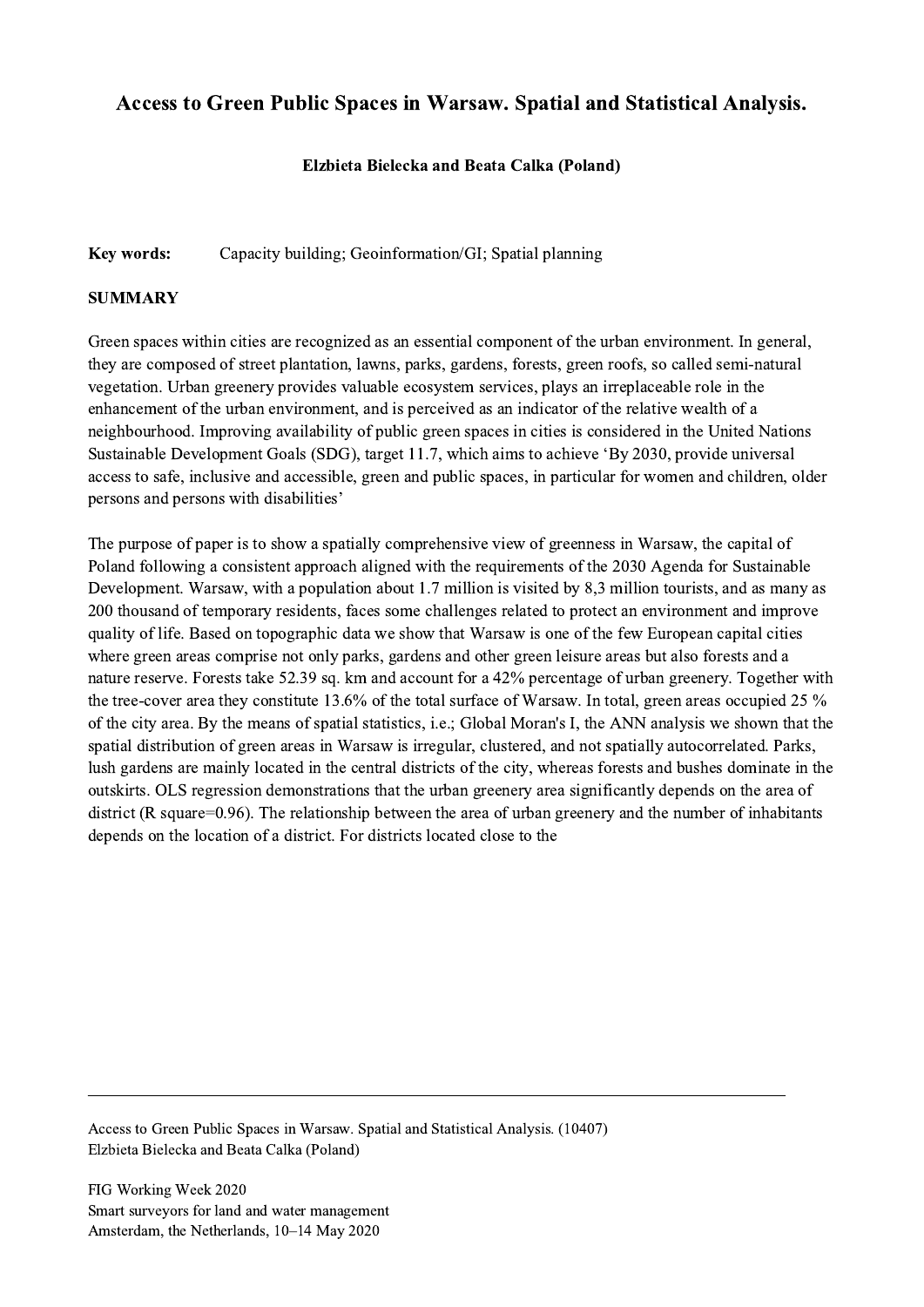# Access to Green Public Spaces in Warsaw. Spatial and Statistical Analysis.

**Elzbieta Bielecka and Beata Calka (Poland)**

**Key words:** Capacity building; Geoinformation/GI; Spatial planning

## SUMMARY

Green spaces within cities are recognized as an essential component of the urban environment. In general, they are composed of street plantation, lawns, parks, gardens, forests, green roofs, so called semi-natural vegetation. Urban greenery provides valuable ecosystem services, plays an irreplaceable role in the enhancement of the urban environment, and is perceived as an indicator of the relative wealth of a neighbourhood. Improving availability of public green spaces in cities is considered in the United Nations Sustainable Development Goals (SDG), target 11.7, which aims to achieve 'By 2030, provide universal access to safe, inclusive and accessible, green and public spaces, in particular for women and children, older persons and persons with disabilities'

The purpose of paper is to show a spatially comprehensive view of greenness in Warsaw, the capital of Poland following a consistent approach aligned with the requirements of the 2030 Agenda for Sustainable Development. Warsaw, with a population about 1.7 million is visited by 8,3 million tourists, and as many as 200 thousand of temporary residents, faces some challenges related to protect an environment and improve quality of life. Based on topographic data we show that Warsaw is one of the few European capital cities where green areas comprise not only parks, gardens and other green leisure areas but also forests and a nature reserve. Forests take 52.39 sq. km and account for a 42% percentage of urban greenery. Together with the tree-cover area they constitute 13.6% of the total surface of Warsaw. In total, green areas occupied 25 % of the city area. By the means of spatial statistics, i.e.; Global Moran's I, the ANN analysis we shown that the spatial distribution of green areas in Warsaw is irregular, clustered, and not spatially autocorrelated. Parks, lush gardens are mainly located in the central districts of the city, whereas forests and bushes dominate in the outskirts. OLS regression demonstrations that the urban greenery area significantly depends on the area of district (R square=0.96). The relationship between the area of urban greenery and the number of inhabitants depends on the location of a district. For districts located close to the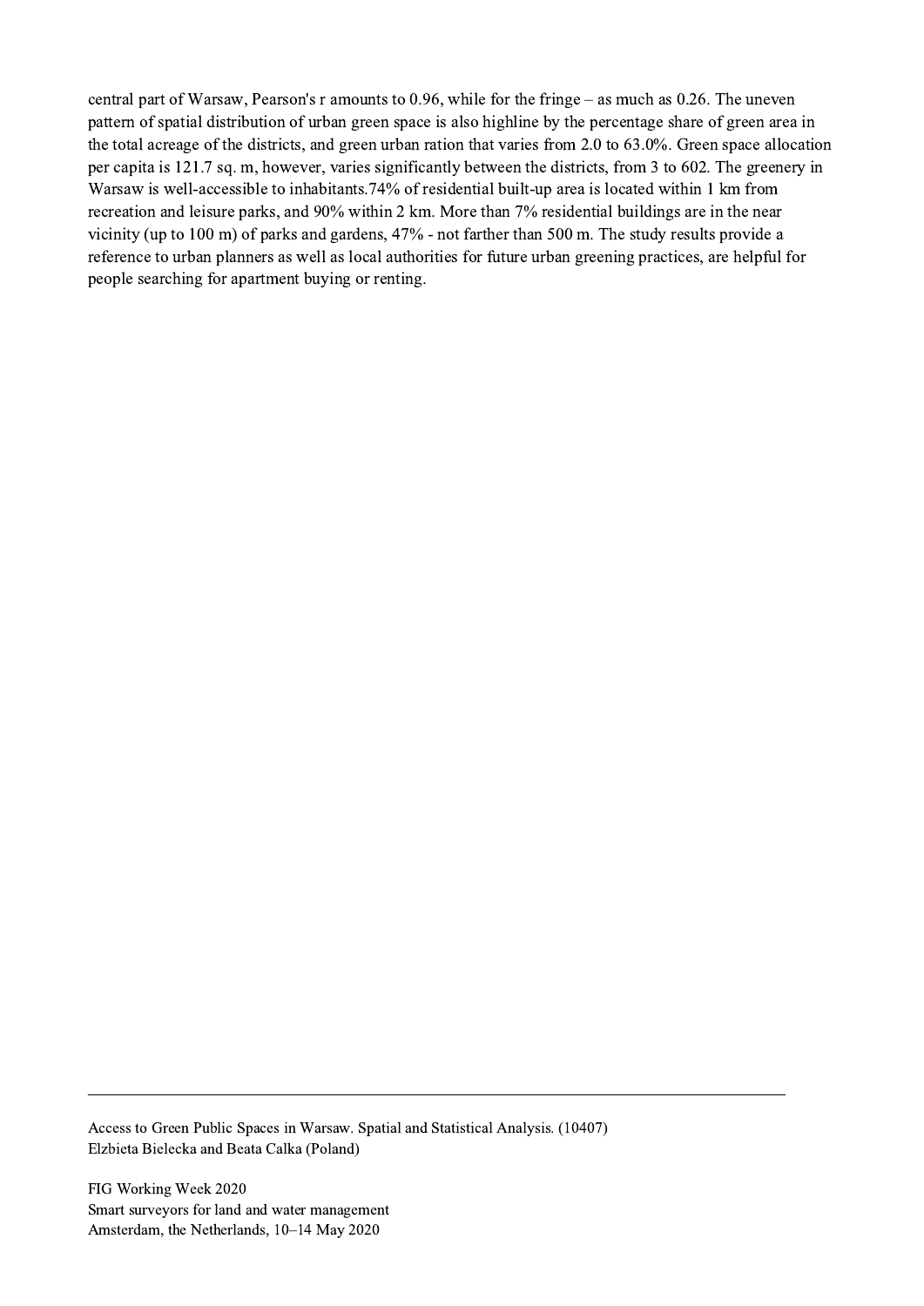central part of Warsaw, Pearson's r amounts to 0.96, while for the fringe – as much as 0.26. The uneven pattern of spatial distribution of urban green space is also highline by the percentage share of green area in the total acreage of the districts, and green urban ration that varies from 2.0 to 63.0%. Green space allocation per capita is 121.7 sq. m, however, varies significantly between the districts, from 3 to 602. The greenery in Warsaw is well-accessible to inhabitants.74% of residential built-up area is located within 1 km from recreation and leisure parks, and 90% within 2 km. More than 7% residential buildings are in the near vicinity (up to 100 m) of parks and gardens, 47% - not farther than 500 m. The study results provide a reference to urban planners as well as local authorities for future urban greening practices, are helpful for people searching for apartment buying or renting.